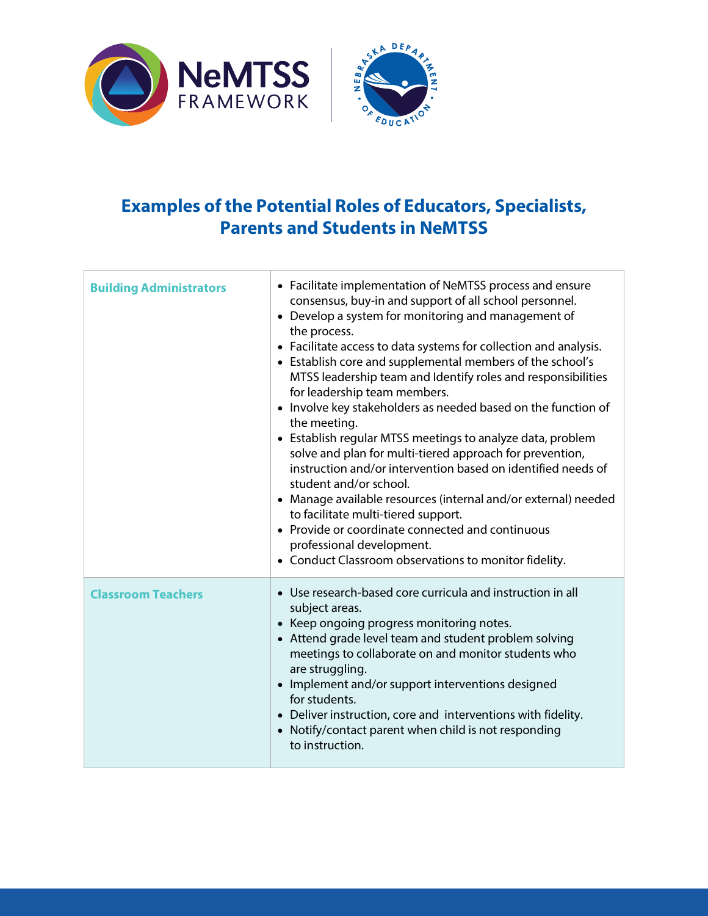# Examples of the Potential Roles of Educators, Specialists, Parents and Students in NeMTSS

| | |
|---|---|
| **Building Administrators** | • Facilitate implementation of NeMTSS process and ensure consensus, buy-in and support of all school personnel.<br>• Develop a system for monitoring and management of the process.<br>• Facilitate access to data systems for collection and analysis.<br>• Establish core and supplemental members of the school's MTSS leadership team and Identify roles and responsibilities for leadership team members.<br>• Involve key stakeholders as needed based on the function of the meeting.<br>• Establish regular MTSS meetings to analyze data, problem solve and plan for multi-tiered approach for prevention, instruction and/or intervention based on identified needs of student and/or school.<br>• Manage available resources (internal and/or external) needed to facilitate multi-tiered support.<br>• Provide or coordinate connected and continuous professional development.<br>• Conduct Classroom observations to monitor fidelity. |
| **Classroom Teachers** | • Use research-based core curricula and instruction in all subject areas.<br>• Keep ongoing progress monitoring notes.<br>• Attend grade level team and student problem solving meetings to collaborate on and monitor students who are struggling.<br>• Implement and/or support interventions designed for students.<br>• Deliver instruction, core and interventions with fidelity.<br>• Notify/contact parent when child is not responding to instruction. |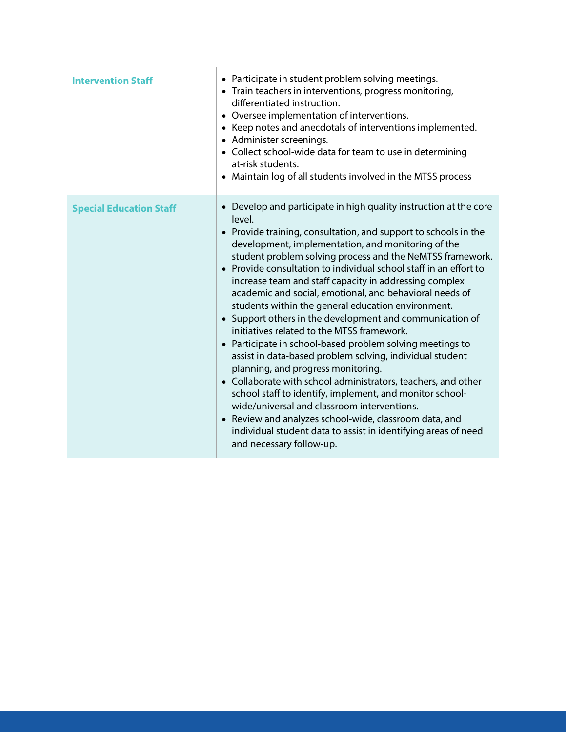| | |
|---|---|
| **Intervention Staff** | • Participate in student problem solving meetings.<br>• Train teachers in interventions, progress monitoring, differentiated instruction.<br>• Oversee implementation of interventions.<br>• Keep notes and anecdotals of interventions implemented.<br>• Administer screenings.<br>• Collect school-wide data for team to use in determining at-risk students.<br>• Maintain log of all students involved in the MTSS process |
| **Special Education Staff** | • Develop and participate in high quality instruction at the core level.<br>• Provide training, consultation, and support to schools in the development, implementation, and monitoring of the student problem solving process and the NeMTSS framework.<br>• Provide consultation to individual school staff in an effort to increase team and staff capacity in addressing complex academic and social, emotional, and behavioral needs of students within the general education environment.<br>• Support others in the development and communication of initiatives related to the MTSS framework.<br>• Participate in school-based problem solving meetings to assist in data-based problem solving, individual student planning, and progress monitoring.<br>• Collaborate with school administrators, teachers, and other school staff to identify, implement, and monitor school-wide/universal and classroom interventions.<br>• Review and analyzes school-wide, classroom data, and individual student data to assist in identifying areas of need and necessary follow-up. |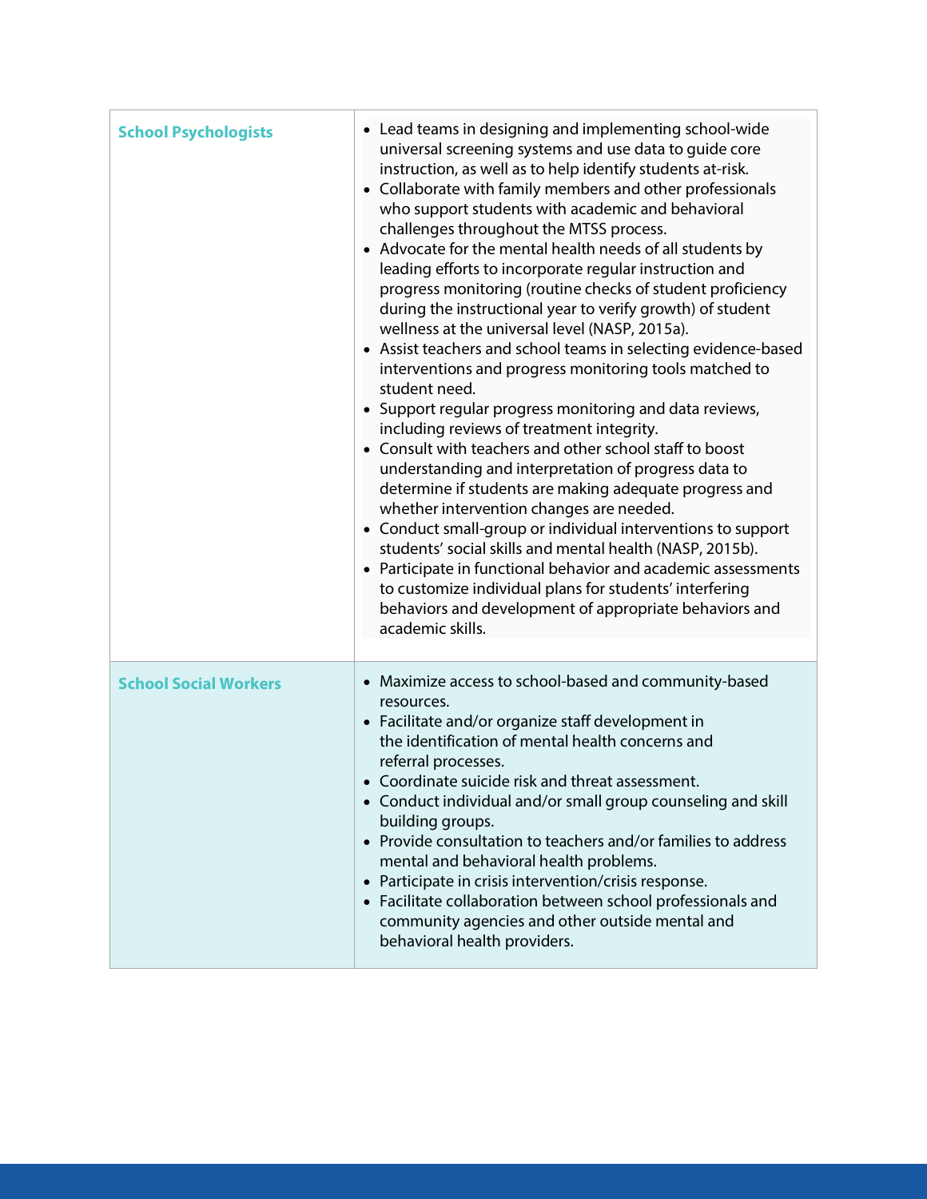| | |
|---|---|
| **School Psychologists** | • Lead teams in designing and implementing school-wide universal screening systems and use data to guide core instruction, as well as to help identify students at-risk.<br>• Collaborate with family members and other professionals who support students with academic and behavioral challenges throughout the MTSS process.<br>• Advocate for the mental health needs of all students by leading efforts to incorporate regular instruction and progress monitoring (routine checks of student proficiency during the instructional year to verify growth) of student wellness at the universal level (NASP, 2015a).<br>• Assist teachers and school teams in selecting evidence-based interventions and progress monitoring tools matched to student need.<br>• Support regular progress monitoring and data reviews, including reviews of treatment integrity.<br>• Consult with teachers and other school staff to boost understanding and interpretation of progress data to determine if students are making adequate progress and whether intervention changes are needed.<br>• Conduct small-group or individual interventions to support students' social skills and mental health (NASP, 2015b).<br>• Participate in functional behavior and academic assessments to customize individual plans for students' interfering behaviors and development of appropriate behaviors and academic skills. |
| **School Social Workers** | • Maximize access to school-based and community-based resources.<br>• Facilitate and/or organize staff development in the identification of mental health concerns and referral processes.<br>• Coordinate suicide risk and threat assessment.<br>• Conduct individual and/or small group counseling and skill building groups.<br>• Provide consultation to teachers and/or families to address mental and behavioral health problems.<br>• Participate in crisis intervention/crisis response.<br>• Facilitate collaboration between school professionals and community agencies and other outside mental and behavioral health providers. |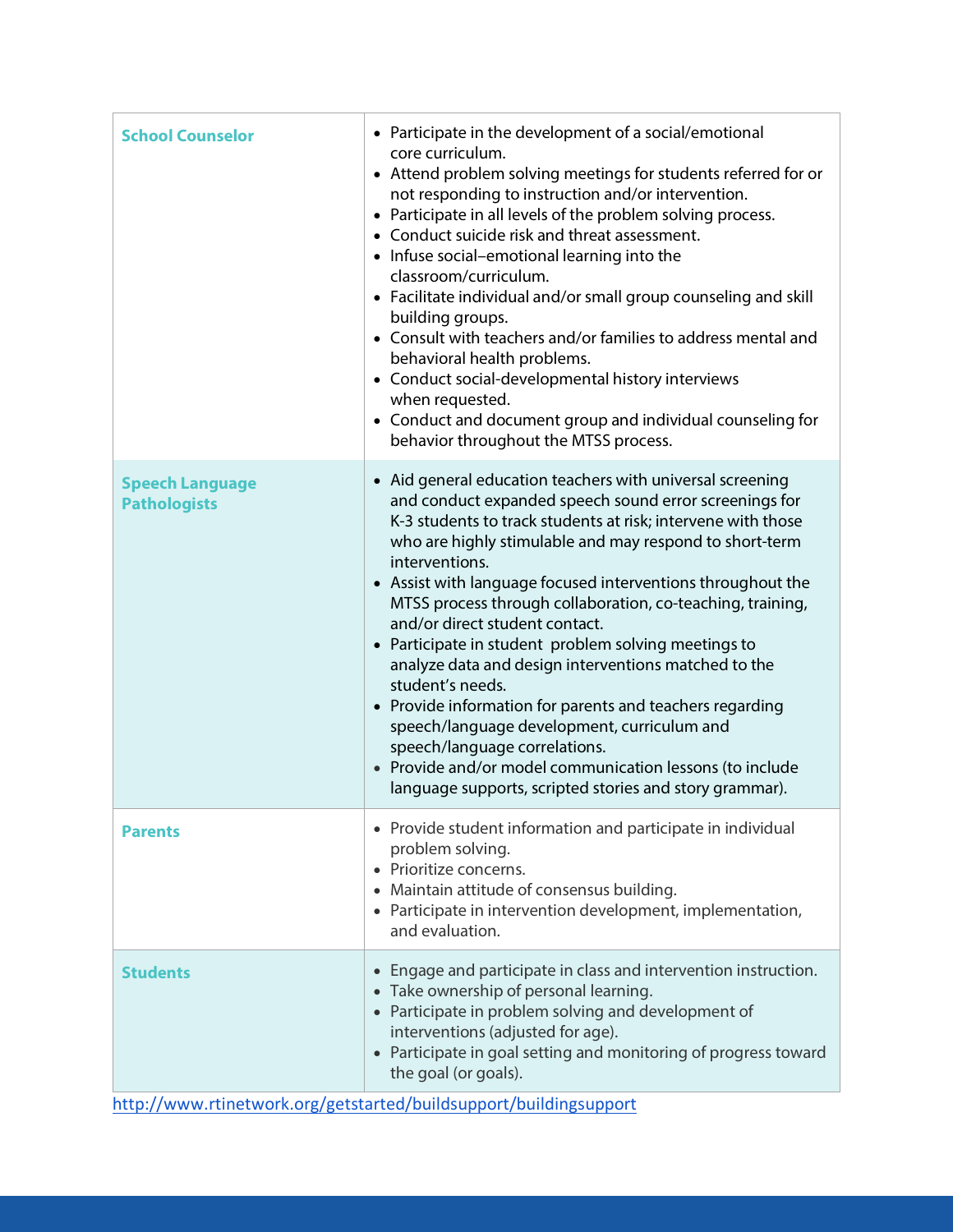| | |
|---|---|
| **School Counselor** | • Participate in the development of a social/emotional core curriculum.<br>• Attend problem solving meetings for students referred for or not responding to instruction and/or intervention.<br>• Participate in all levels of the problem solving process.<br>• Conduct suicide risk and threat assessment.<br>• Infuse social–emotional learning into the classroom/curriculum.<br>• Facilitate individual and/or small group counseling and skill building groups.<br>• Consult with teachers and/or families to address mental and behavioral health problems.<br>• Conduct social-developmental history interviews when requested.<br>• Conduct and document group and individual counseling for behavior throughout the MTSS process. |
| **Speech Language Pathologists** | • Aid general education teachers with universal screening and conduct expanded speech sound error screenings for K-3 students to track students at risk; intervene with those who are highly stimulable and may respond to short-term interventions.<br>• Assist with language focused interventions throughout the MTSS process through collaboration, co-teaching, training, and/or direct student contact.<br>• Participate in student problem solving meetings to analyze data and design interventions matched to the student's needs.<br>• Provide information for parents and teachers regarding speech/language development, curriculum and speech/language correlations.<br>• Provide and/or model communication lessons (to include language supports, scripted stories and story grammar). |
| **Parents** | • Provide student information and participate in individual problem solving.<br>• Prioritize concerns.<br>• Maintain attitude of consensus building.<br>• Participate in intervention development, implementation, and evaluation. |
| **Students** | • Engage and participate in class and intervention instruction.<br>• Take ownership of personal learning.<br>• Participate in problem solving and development of interventions (adjusted for age).<br>• Participate in goal setting and monitoring of progress toward the goal (or goals). |

http://www.rtinetwork.org/getstarted/buildsupport/buildingsupport